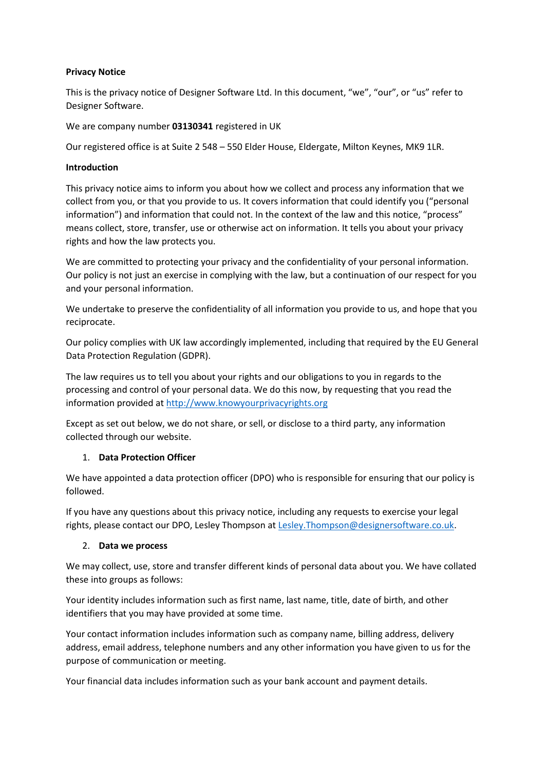**Privacy Notice**

This is the privacy notice of Designer Software Ltd. In this document, “we”, “our”, or “us” refer to Designer Software.

We are company number **03130341** registered in UK

Our registered office is at Suite 2 548 – 550 Elder House, Eldergate, Milton Keynes, MK9 1LR.

**Introduction**

This privacy notice aims to inform you about how we collect and process any information that we collect from you, or that you provide to us. It covers information that could identify you (“personal information”) and information that could not. In the context of the law and this notice, “process” means collect, store, transfer, use or otherwise act on information. It tells you about your privacy rights and how the law protects you.

We are committed to protecting your privacy and the confidentiality of your personal information. Our policy is not just an exercise in complying with the law, but a continuation of our respect for you and your personal information.

We undertake to preserve the confidentiality of all information you provide to us, and hope that you reciprocate.

Our policy complies with UK law accordingly implemented, including that required by the EU General Data Protection Regulation (GDPR).

The law requires us to tell you about your rights and our obligations to you in regards to the processing and control of your personal data. We do this now, by requesting that you read the information provided at [http://www.knowyourprivacyrights.org](http://www.knowyourprivacyrights.org)

Except as set out below, we do not share, or sell, or disclose to a third party, any information collected through our website.

1. **Data Protection Officer**

We have appointed a data protection officer (DPO) who is responsible for ensuring that our policy is followed.

If you have any questions about this privacy notice, including any requests to exercise your legal rights, please contact our DPO, Lesley Thompson at [Lesley.Thompson@designersoftware.co.uk](mailto:Lesley.Thompson@designersoftware.co.uk).

2. **Data we process**

We may collect, use, store and transfer different kinds of personal data about you. We have collated these into groups as follows:

Your identity includes information such as first name, last name, title, date of birth, and other identifiers that you may have provided at some time.

Your contact information includes information such as company name, billing address, delivery address, email address, telephone numbers and any other information you have given to us for the purpose of communication or meeting.

Your financial data includes information such as your bank account and payment details.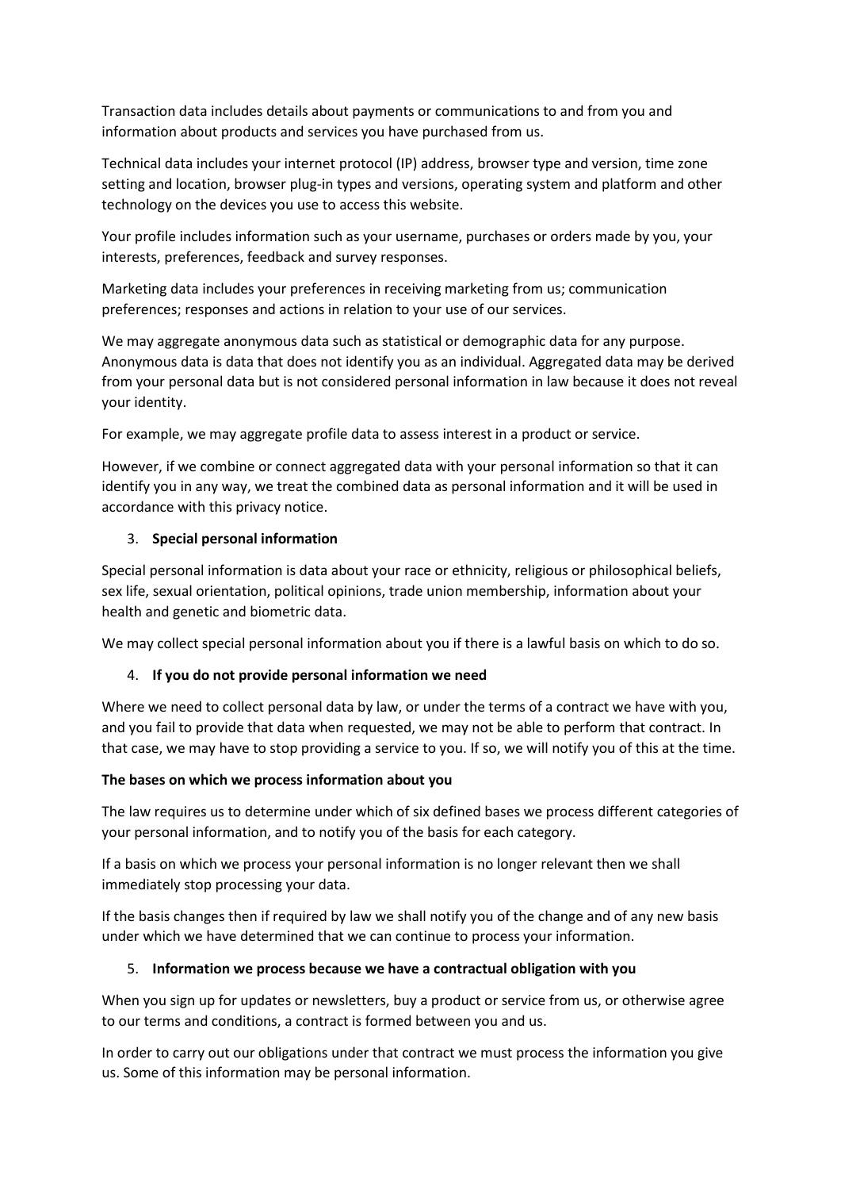Transaction data includes details about payments or communications to and from you and information about products and services you have purchased from us.

Technical data includes your internet protocol (IP) address, browser type and version, time zone setting and location, browser plug-in types and versions, operating system and platform and other technology on the devices you use to access this website.

Your profile includes information such as your username, purchases or orders made by you, your interests, preferences, feedback and survey responses.

Marketing data includes your preferences in receiving marketing from us; communication preferences; responses and actions in relation to your use of our services.

We may aggregate anonymous data such as statistical or demographic data for any purpose. Anonymous data is data that does not identify you as an individual. Aggregated data may be derived from your personal data but is not considered personal information in law because it does not reveal your identity.

For example, we may aggregate profile data to assess interest in a product or service.

However, if we combine or connect aggregated data with your personal information so that it can identify you in any way, we treat the combined data as personal information and it will be used in accordance with this privacy notice.

3. **Special personal information**

Special personal information is data about your race or ethnicity, religious or philosophical beliefs, sex life, sexual orientation, political opinions, trade union membership, information about your health and genetic and biometric data.

We may collect special personal information about you if there is a lawful basis on which to do so.

4. **If you do not provide personal information we need**

Where we need to collect personal data by law, or under the terms of a contract we have with you, and you fail to provide that data when requested, we may not be able to perform that contract. In that case, we may have to stop providing a service to you. If so, we will notify you of this at the time.

**The bases on which we process information about you**

The law requires us to determine under which of six defined bases we process different categories of your personal information, and to notify you of the basis for each category.

If a basis on which we process your personal information is no longer relevant then we shall immediately stop processing your data.

If the basis changes then if required by law we shall notify you of the change and of any new basis under which we have determined that we can continue to process your information.

5. **Information we process because we have a contractual obligation with you**

When you sign up for updates or newsletters, buy a product or service from us, or otherwise agree to our terms and conditions, a contract is formed between you and us.

In order to carry out our obligations under that contract we must process the information you give us. Some of this information may be personal information.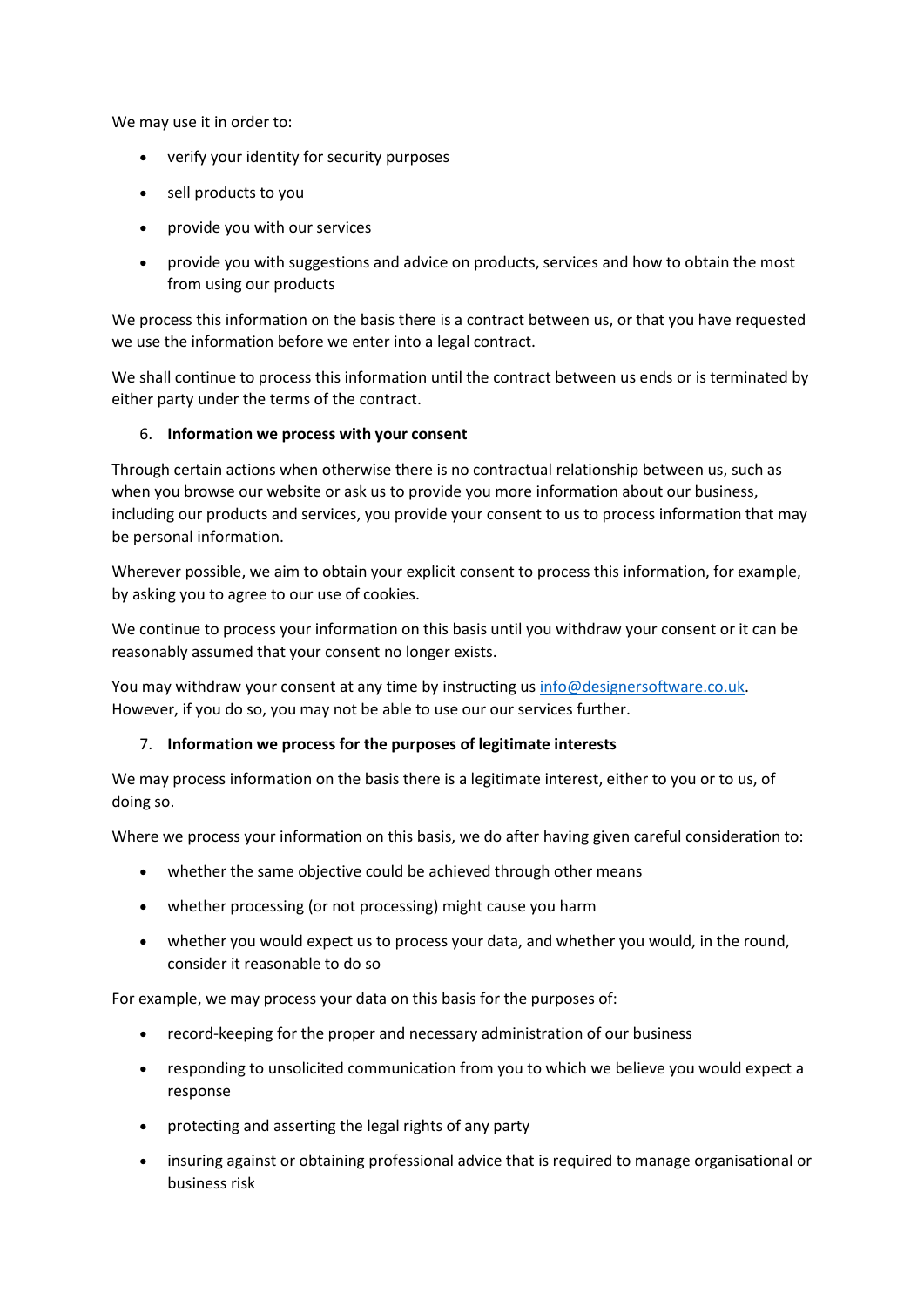We may use it in order to:

- verify your identity for security purposes
- sell products to you
- provide you with our services
- provide you with suggestions and advice on products, services and how to obtain the most from using our products

We process this information on the basis there is a contract between us, or that you have requested we use the information before we enter into a legal contract.

We shall continue to process this information until the contract between us ends or is terminated by either party under the terms of the contract.

6. **Information we process with your consent**

Through certain actions when otherwise there is no contractual relationship between us, such as when you browse our website or ask us to provide you more information about our business, including our products and services, you provide your consent to us to process information that may be personal information.

Wherever possible, we aim to obtain your explicit consent to process this information, for example, by asking you to agree to our use of cookies.

We continue to process your information on this basis until you withdraw your consent or it can be reasonably assumed that your consent no longer exists.

You may withdraw your consent at any time by instructing us [info@designersoftware.co.uk](mailto:info@designersoftware.co.uk). However, if you do so, you may not be able to use our our services further.

7. **Information we process for the purposes of legitimate interests**

We may process information on the basis there is a legitimate interest, either to you or to us, of doing so.

Where we process your information on this basis, we do after having given careful consideration to:

- whether the same objective could be achieved through other means
- whether processing (or not processing) might cause you harm
- whether you would expect us to process your data, and whether you would, in the round, consider it reasonable to do so

For example, we may process your data on this basis for the purposes of:

- record-keeping for the proper and necessary administration of our business
- responding to unsolicited communication from you to which we believe you would expect a response
- protecting and asserting the legal rights of any party
- insuring against or obtaining professional advice that is required to manage organisational or business risk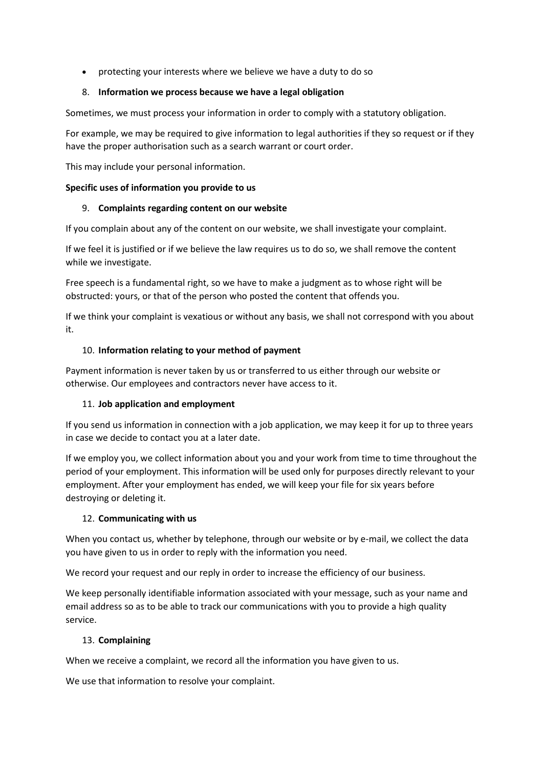- protecting your interests where we believe we have a duty to do so

8. **Information we process because we have a legal obligation**

Sometimes, we must process your information in order to comply with a statutory obligation.

For example, we may be required to give information to legal authorities if they so request or if they have the proper authorisation such as a search warrant or court order.

This may include your personal information.

**Specific uses of information you provide to us**

9. **Complaints regarding content on our website**

If you complain about any of the content on our website, we shall investigate your complaint.

If we feel it is justified or if we believe the law requires us to do so, we shall remove the content while we investigate.

Free speech is a fundamental right, so we have to make a judgment as to whose right will be obstructed: yours, or that of the person who posted the content that offends you.

If we think your complaint is vexatious or without any basis, we shall not correspond with you about it.

10. **Information relating to your method of payment**

Payment information is never taken by us or transferred to us either through our website or otherwise. Our employees and contractors never have access to it.

11. **Job application and employment**

If you send us information in connection with a job application, we may keep it for up to three years in case we decide to contact you at a later date.

If we employ you, we collect information about you and your work from time to time throughout the period of your employment. This information will be used only for purposes directly relevant to your employment. After your employment has ended, we will keep your file for six years before destroying or deleting it.

12. **Communicating with us**

When you contact us, whether by telephone, through our website or by e-mail, we collect the data you have given to us in order to reply with the information you need.

We record your request and our reply in order to increase the efficiency of our business.

We keep personally identifiable information associated with your message, such as your name and email address so as to be able to track our communications with you to provide a high quality service.

13. **Complaining**

When we receive a complaint, we record all the information you have given to us.

We use that information to resolve your complaint.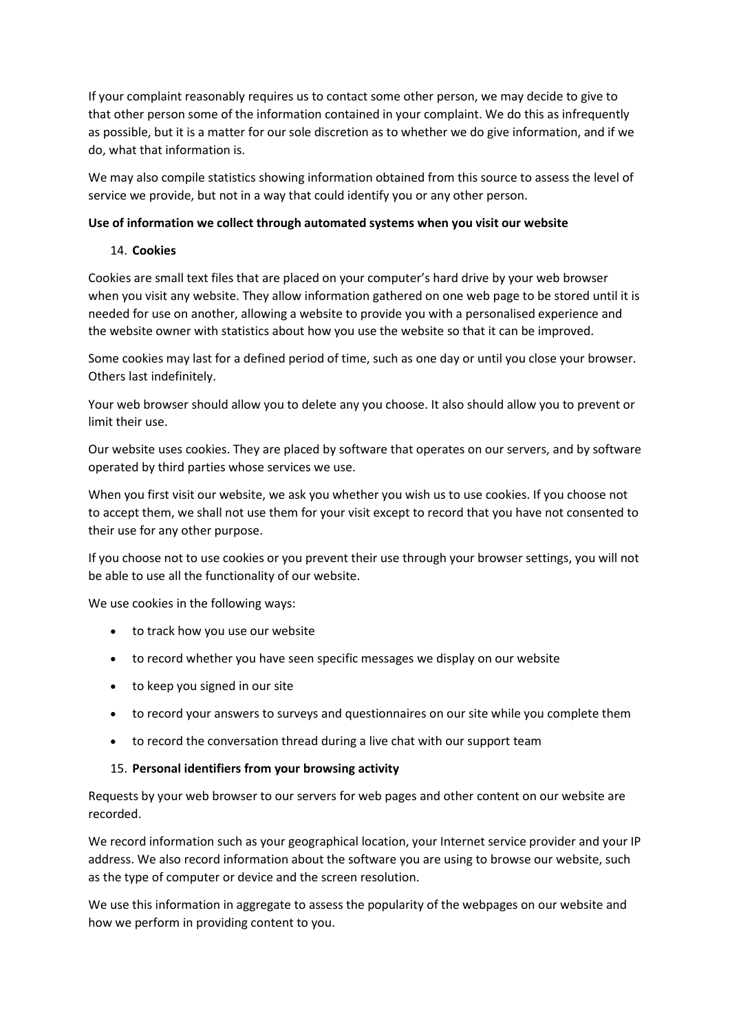If your complaint reasonably requires us to contact some other person, we may decide to give to that other person some of the information contained in your complaint. We do this as infrequently as possible, but it is a matter for our sole discretion as to whether we do give information, and if we do, what that information is.

We may also compile statistics showing information obtained from this source to assess the level of service we provide, but not in a way that could identify you or any other person.

**Use of information we collect through automated systems when you visit our website**

14. **Cookies**

Cookies are small text files that are placed on your computer's hard drive by your web browser when you visit any website. They allow information gathered on one web page to be stored until it is needed for use on another, allowing a website to provide you with a personalised experience and the website owner with statistics about how you use the website so that it can be improved.

Some cookies may last for a defined period of time, such as one day or until you close your browser. Others last indefinitely.

Your web browser should allow you to delete any you choose. It also should allow you to prevent or limit their use.

Our website uses cookies. They are placed by software that operates on our servers, and by software operated by third parties whose services we use.

When you first visit our website, we ask you whether you wish us to use cookies. If you choose not to accept them, we shall not use them for your visit except to record that you have not consented to their use for any other purpose.

If you choose not to use cookies or you prevent their use through your browser settings, you will not be able to use all the functionality of our website.

We use cookies in the following ways:

- to track how you use our website
- to record whether you have seen specific messages we display on our website
- to keep you signed in our site
- to record your answers to surveys and questionnaires on our site while you complete them
- to record the conversation thread during a live chat with our support team

15. **Personal identifiers from your browsing activity**

Requests by your web browser to our servers for web pages and other content on our website are recorded.

We record information such as your geographical location, your Internet service provider and your IP address. We also record information about the software you are using to browse our website, such as the type of computer or device and the screen resolution.

We use this information in aggregate to assess the popularity of the webpages on our website and how we perform in providing content to you.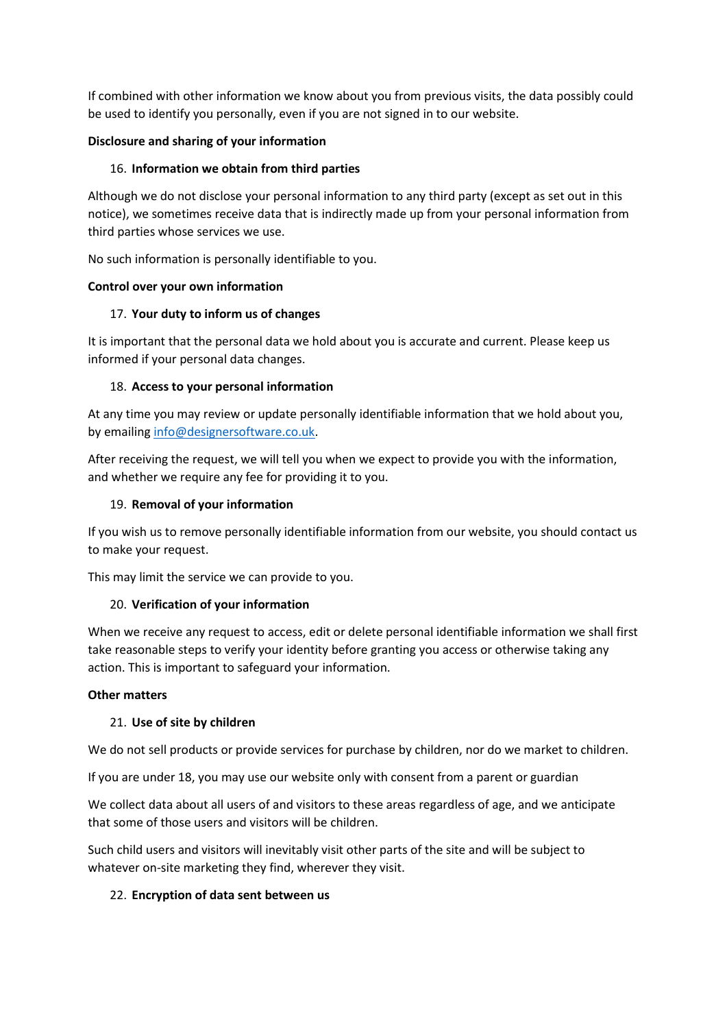If combined with other information we know about you from previous visits, the data possibly could be used to identify you personally, even if you are not signed in to our website.

**Disclosure and sharing of your information**

16. **Information we obtain from third parties**

Although we do not disclose your personal information to any third party (except as set out in this notice), we sometimes receive data that is indirectly made up from your personal information from third parties whose services we use.

No such information is personally identifiable to you.

**Control over your own information**

17. **Your duty to inform us of changes**

It is important that the personal data we hold about you is accurate and current. Please keep us informed if your personal data changes.

18. **Access to your personal information**

At any time you may review or update personally identifiable information that we hold about you, by emailing info@designersoftware.co.uk.

After receiving the request, we will tell you when we expect to provide you with the information, and whether we require any fee for providing it to you.

19. **Removal of your information**

If you wish us to remove personally identifiable information from our website, you should contact us to make your request.

This may limit the service we can provide to you.

20. **Verification of your information**

When we receive any request to access, edit or delete personal identifiable information we shall first take reasonable steps to verify your identity before granting you access or otherwise taking any action. This is important to safeguard your information.

**Other matters**

21. **Use of site by children**

We do not sell products or provide services for purchase by children, nor do we market to children.

If you are under 18, you may use our website only with consent from a parent or guardian

We collect data about all users of and visitors to these areas regardless of age, and we anticipate that some of those users and visitors will be children.

Such child users and visitors will inevitably visit other parts of the site and will be subject to whatever on-site marketing they find, wherever they visit.

22. **Encryption of data sent between us**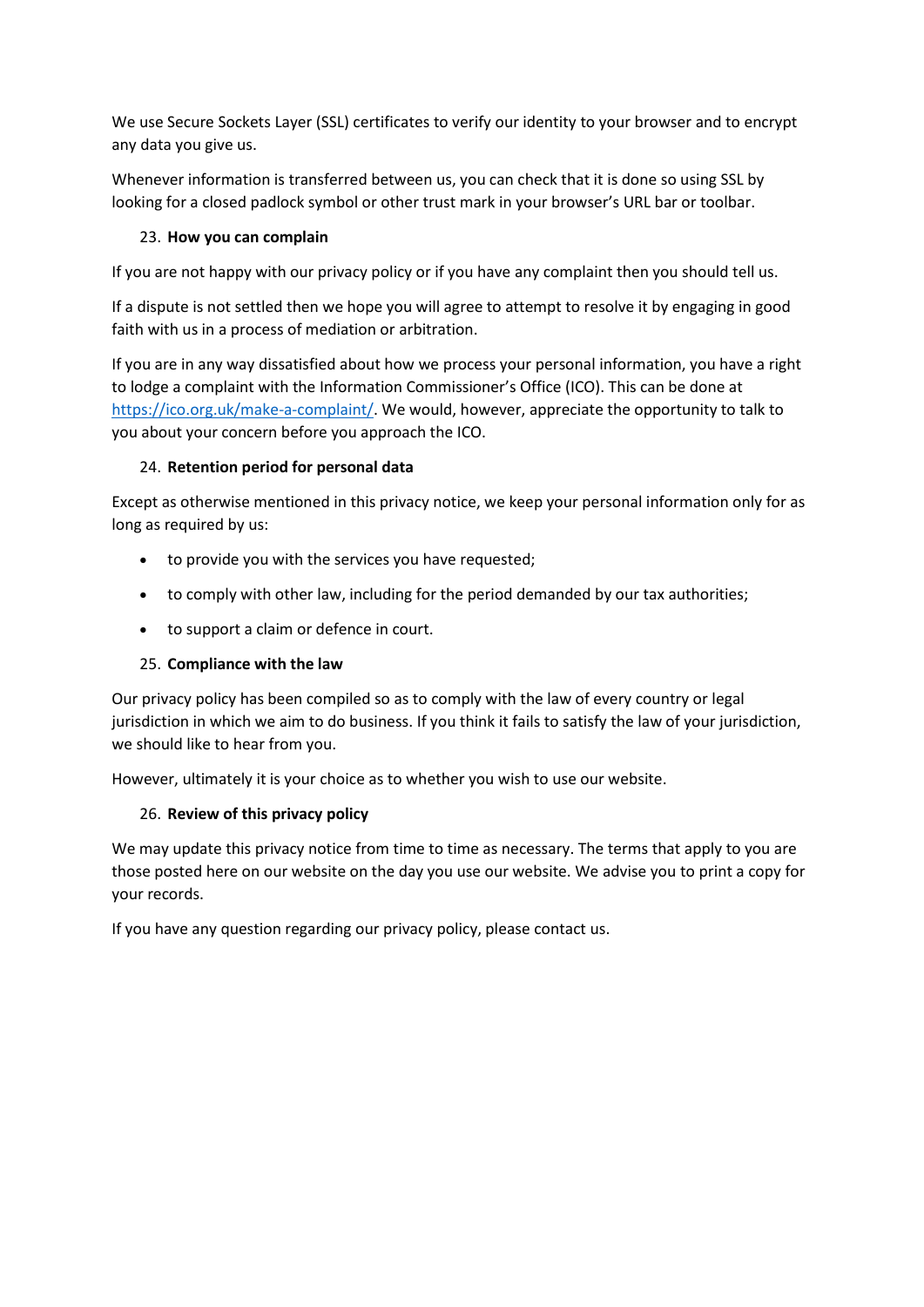We use Secure Sockets Layer (SSL) certificates to verify our identity to your browser and to encrypt any data you give us.

Whenever information is transferred between us, you can check that it is done so using SSL by looking for a closed padlock symbol or other trust mark in your browser's URL bar or toolbar.

## 23. How you can complain

If you are not happy with our privacy policy or if you have any complaint then you should tell us.

If a dispute is not settled then we hope you will agree to attempt to resolve it by engaging in good faith with us in a process of mediation or arbitration.

If you are in any way dissatisfied about how we process your personal information, you have a right to lodge a complaint with the Information Commissioner's Office (ICO). This can be done at [https://ico.org.uk/make-a-complaint/](https://ico.org.uk/make-a-complaint/). We would, however, appreciate the opportunity to talk to you about your concern before you approach the ICO.

## 24. Retention period for personal data

Except as otherwise mentioned in this privacy notice, we keep your personal information only for as long as required by us:

- to provide you with the services you have requested;
- to comply with other law, including for the period demanded by our tax authorities;
- to support a claim or defence in court.

## 25. Compliance with the law

Our privacy policy has been compiled so as to comply with the law of every country or legal jurisdiction in which we aim to do business. If you think it fails to satisfy the law of your jurisdiction, we should like to hear from you.

However, ultimately it is your choice as to whether you wish to use our website.

## 26. Review of this privacy policy

We may update this privacy notice from time to time as necessary. The terms that apply to you are those posted here on our website on the day you use our website. We advise you to print a copy for your records.

If you have any question regarding our privacy policy, please contact us.